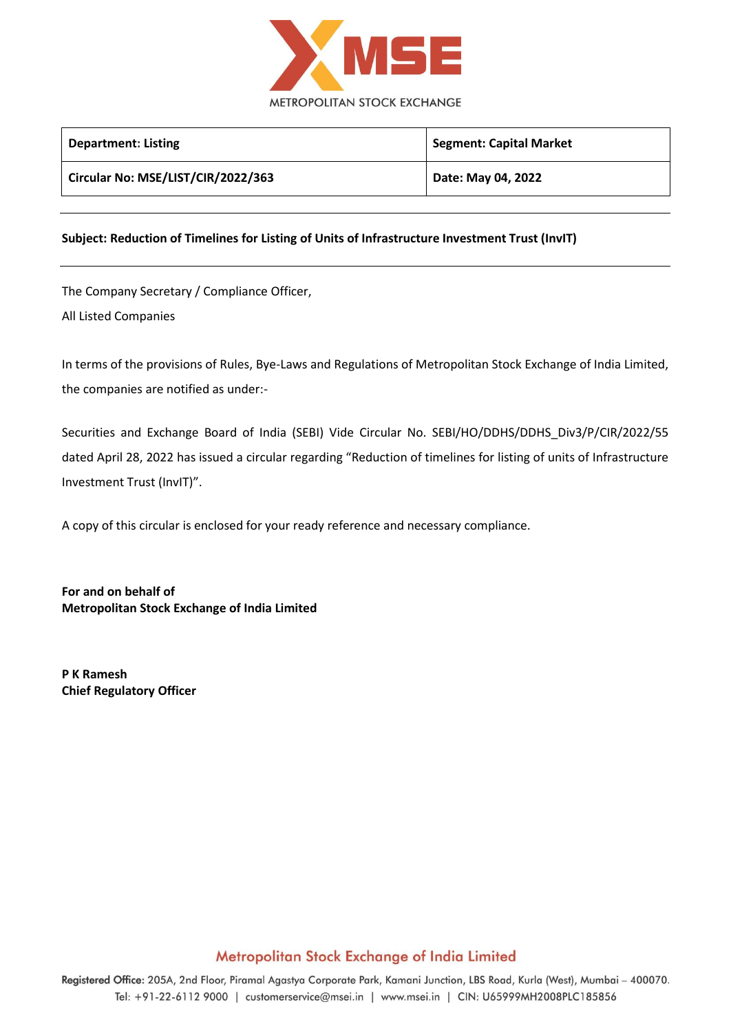METROPOLITAN STOCK EXCHANGE

| **Department: Listing** | **Segment: Capital Market** |
| --- | --- |
| **Circular No: MSE/LIST/CIR/2022/363** | **Date: May 04, 2022** |

**Subject: Reduction of Timelines for Listing of Units of Infrastructure Investment Trust (InvIT)**

The Company Secretary / Compliance Officer,

All Listed Companies

In terms of the provisions of Rules, Bye-Laws and Regulations of Metropolitan Stock Exchange of India Limited, the companies are notified as under:-

Securities and Exchange Board of India (SEBI) Vide Circular No. SEBI/HO/DDHS/DDHS_Div3/P/CIR/2022/55 dated April 28, 2022 has issued a circular regarding "Reduction of timelines for listing of units of Infrastructure Investment Trust (InvIT)".

A copy of this circular is enclosed for your ready reference and necessary compliance.

**For and on behalf of**
**Metropolitan Stock Exchange of India Limited**

**P K Ramesh**
**Chief Regulatory Officer**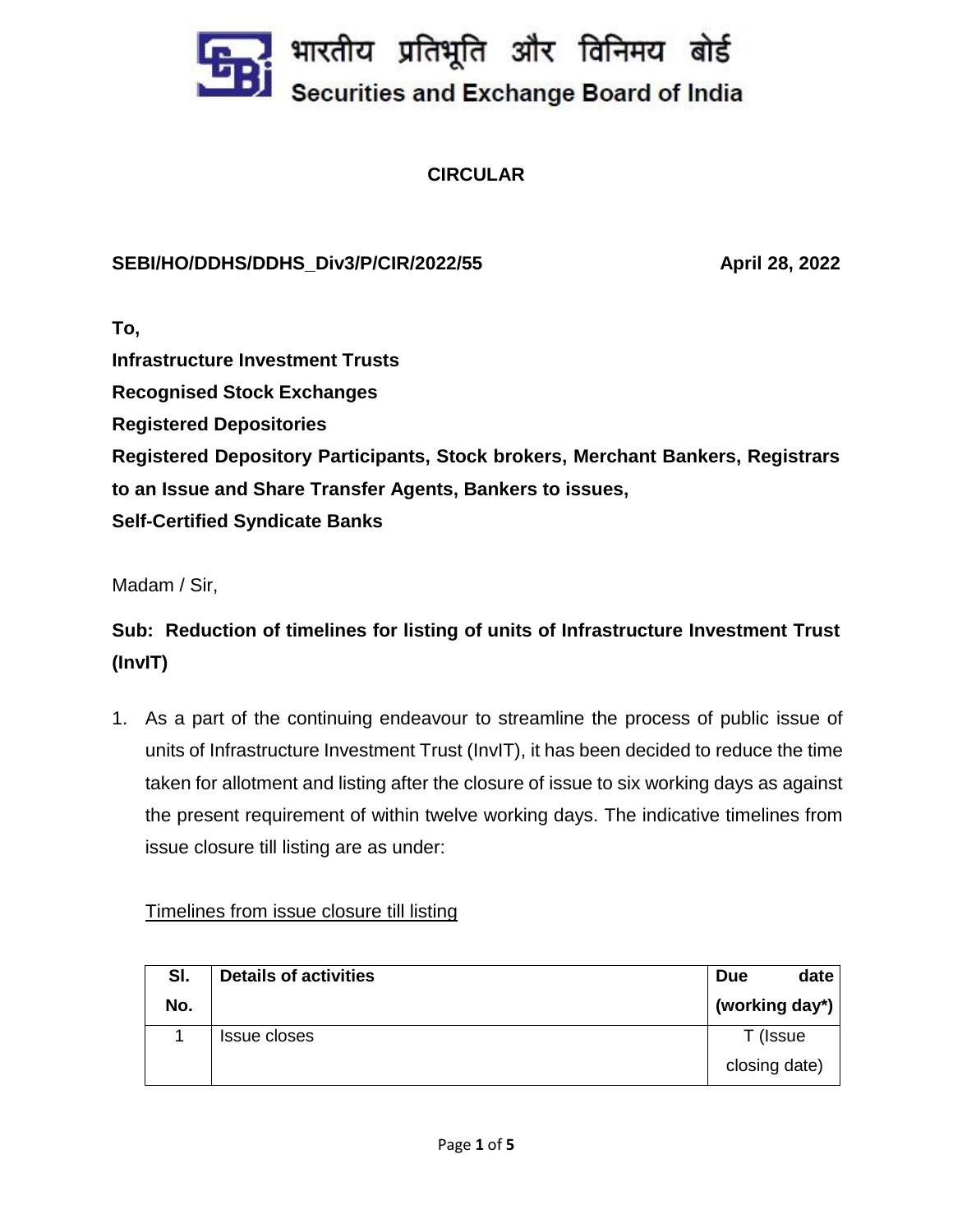# भारतीय प्रतिभूति और विनिमय बोर्ड
# Securities and Exchange Board of India

**CIRCULAR**

**SEBI/HO/DDHS/DDHS_Div3/P/CIR/2022/55** **April 28, 2022**

**To,**
**Infrastructure Investment Trusts**
**Recognised Stock Exchanges**
**Registered Depositories**
**Registered Depository Participants, Stock brokers, Merchant Bankers, Registrars to an Issue and Share Transfer Agents, Bankers to issues,**
**Self-Certified Syndicate Banks**

Madam / Sir,

**Sub: Reduction of timelines for listing of units of Infrastructure Investment Trust (InvIT)**

1. As a part of the continuing endeavour to streamline the process of public issue of units of Infrastructure Investment Trust (InvIT), it has been decided to reduce the time taken for allotment and listing after the closure of issue to six working days as against the present requirement of within twelve working days. The indicative timelines from issue closure till listing are as under:

<u>Timelines from issue closure till listing</u>

| Sl. No. | Details of activities | Due date (working day*) |
|---|---|---|
| 1 | Issue closes | T (Issue closing date) |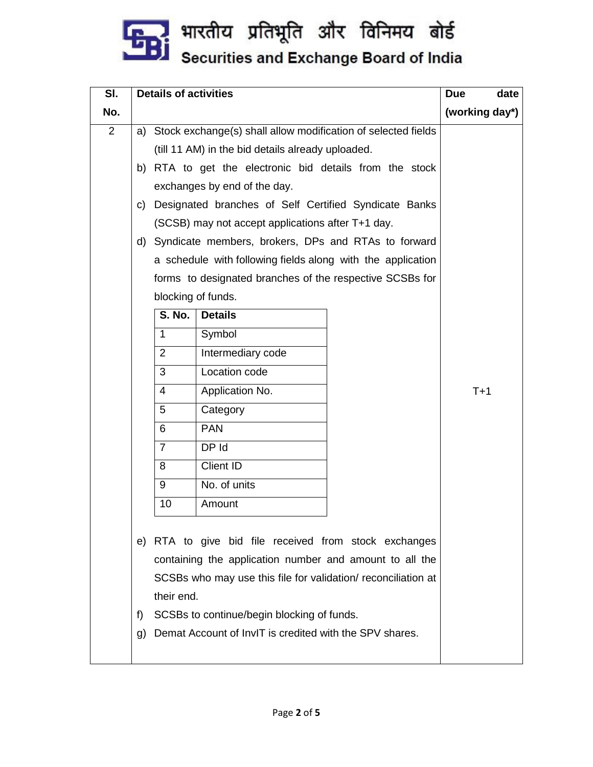| Sl. No. | Details of activities | Due date (working day*) |
|---|---|---|
| 2 | a) Stock exchange(s) shall allow modification of selected fields (till 11 AM) in the bid details already uploaded.<br>b) RTA to get the electronic bid details from the stock exchanges by end of the day.<br>c) Designated branches of Self Certified Syndicate Banks (SCSB) may not accept applications after T+1 day.<br>d) Syndicate members, brokers, DPs and RTAs to forward a schedule with following fields along with the application forms to designated branches of the respective SCSBs for blocking of funds.<br><br>S. No. / Details:<br>1 Symbol<br>2 Intermediary code<br>3 Location code<br>4 Application No.<br>5 Category<br>6 PAN<br>7 DP Id<br>8 Client ID<br>9 No. of units<br>10 Amount<br><br>e) RTA to give bid file received from stock exchanges containing the application number and amount to all the SCSBs who may use this file for validation/ reconciliation at their end.<br>f) SCSBs to continue/begin blocking of funds.<br>g) Demat Account of InvIT is credited with the SPV shares. | T+1 |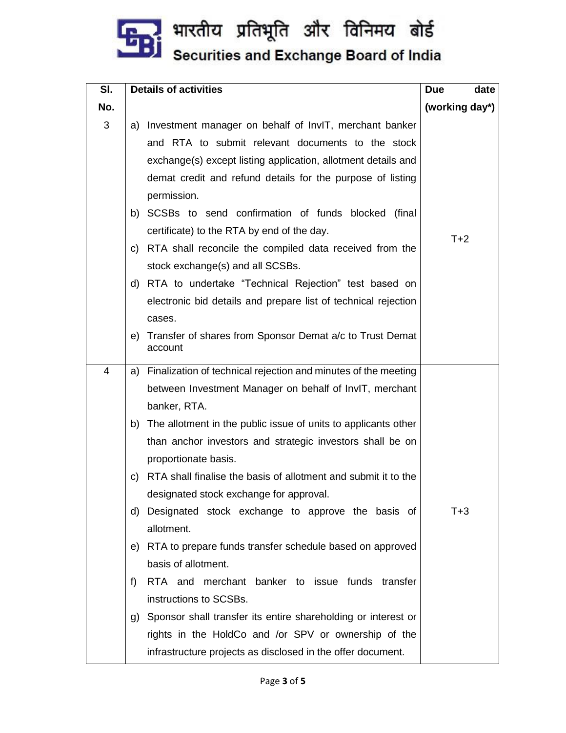| Sl. No. | Details of activities | Due date (working day*) |
|---|---|---|
| 3 | a) Investment manager on behalf of InvIT, merchant banker and RTA to submit relevant documents to the stock exchange(s) except listing application, allotment details and demat credit and refund details for the purpose of listing permission.<br>b) SCSBs to send confirmation of funds blocked (final certificate) to the RTA by end of the day.<br>c) RTA shall reconcile the compiled data received from the stock exchange(s) and all SCSBs.<br>d) RTA to undertake "Technical Rejection" test based on electronic bid details and prepare list of technical rejection cases.<br>e) Transfer of shares from Sponsor Demat a/c to Trust Demat account | T+2 |
| 4 | a) Finalization of technical rejection and minutes of the meeting between Investment Manager on behalf of InvIT, merchant banker, RTA.<br>b) The allotment in the public issue of units to applicants other than anchor investors and strategic investors shall be on proportionate basis.<br>c) RTA shall finalise the basis of allotment and submit it to the designated stock exchange for approval.<br>d) Designated stock exchange to approve the basis of allotment.<br>e) RTA to prepare funds transfer schedule based on approved basis of allotment.<br>f) RTA and merchant banker to issue funds transfer instructions to SCSBs.<br>g) Sponsor shall transfer its entire shareholding or interest or rights in the HoldCo and /or SPV or ownership of the infrastructure projects as disclosed in the offer document. | T+3 |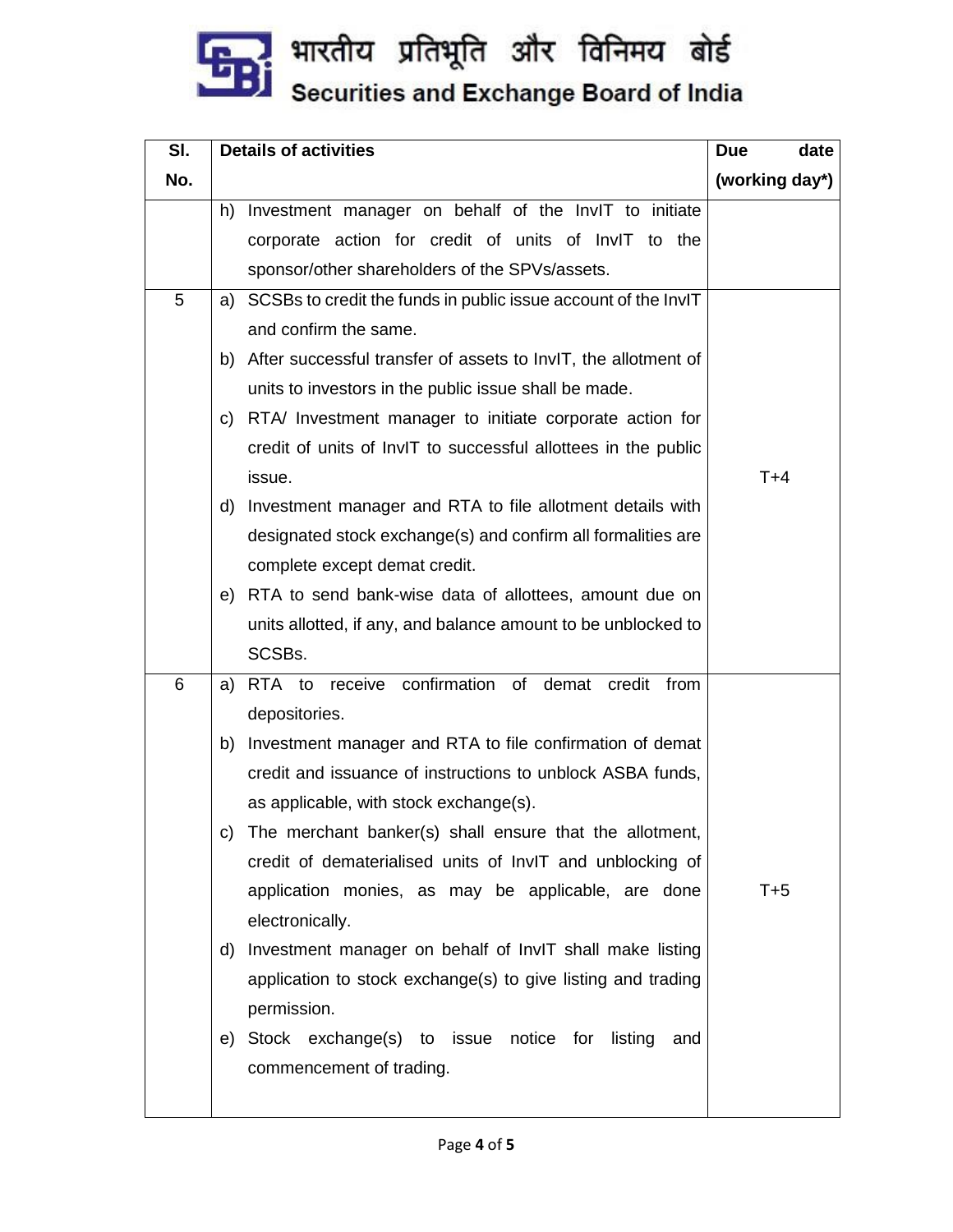| Sl. No. | Details of activities | Due date (working day*) |
|---|---|---|
| | h) Investment manager on behalf of the InvIT to initiate corporate action for credit of units of InvIT to the sponsor/other shareholders of the SPVs/assets. | |
| 5 | a) SCSBs to credit the funds in public issue account of the InvIT and confirm the same.<br>b) After successful transfer of assets to InvIT, the allotment of units to investors in the public issue shall be made.<br>c) RTA/ Investment manager to initiate corporate action for credit of units of InvIT to successful allottees in the public issue.<br>d) Investment manager and RTA to file allotment details with designated stock exchange(s) and confirm all formalities are complete except demat credit.<br>e) RTA to send bank-wise data of allottees, amount due on units allotted, if any, and balance amount to be unblocked to SCSBs. | T+4 |
| 6 | a) RTA to receive confirmation of demat credit from depositories.<br>b) Investment manager and RTA to file confirmation of demat credit and issuance of instructions to unblock ASBA funds, as applicable, with stock exchange(s).<br>c) The merchant banker(s) shall ensure that the allotment, credit of dematerialised units of InvIT and unblocking of application monies, as may be applicable, are done electronically.<br>d) Investment manager on behalf of InvIT shall make listing application to stock exchange(s) to give listing and trading permission.<br>e) Stock exchange(s) to issue notice for listing and commencement of trading. | T+5 |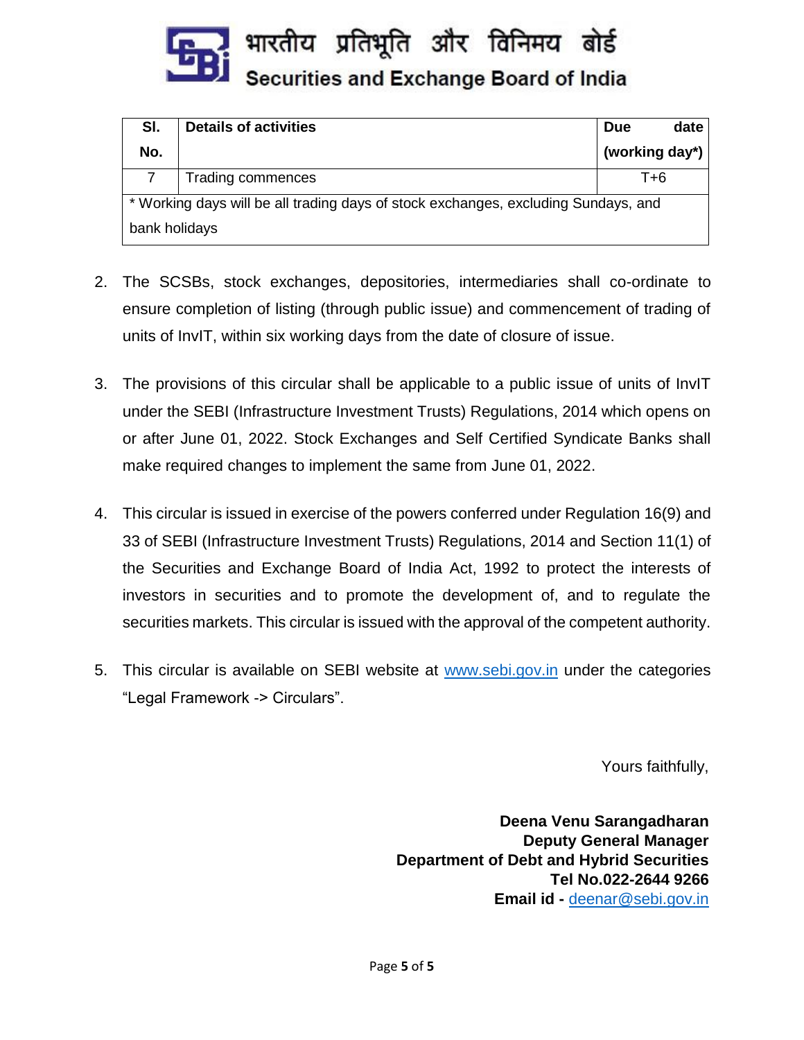| Sl. No. | Details of activities | Due date (working day*) |
|---|---|---|
| 7 | Trading commences | T+6 |
| * Working days will be all trading days of stock exchanges, excluding Sundays, and bank holidays | | |

2. The SCSBs, stock exchanges, depositories, intermediaries shall co-ordinate to ensure completion of listing (through public issue) and commencement of trading of units of InvIT, within six working days from the date of closure of issue.

3. The provisions of this circular shall be applicable to a public issue of units of InvIT under the SEBI (Infrastructure Investment Trusts) Regulations, 2014 which opens on or after June 01, 2022. Stock Exchanges and Self Certified Syndicate Banks shall make required changes to implement the same from June 01, 2022.

4. This circular is issued in exercise of the powers conferred under Regulation 16(9) and 33 of SEBI (Infrastructure Investment Trusts) Regulations, 2014 and Section 11(1) of the Securities and Exchange Board of India Act, 1992 to protect the interests of investors in securities and to promote the development of, and to regulate the securities markets. This circular is issued with the approval of the competent authority.

5. This circular is available on SEBI website at [www.sebi.gov.in](http://www.sebi.gov.in) under the categories "Legal Framework -> Circulars".

Yours faithfully,

**Deena Venu Sarangadharan**
**Deputy General Manager**
**Department of Debt and Hybrid Securities**
**Tel No.022-2644 9266**
**Email id -** [deenar@sebi.gov.in](mailto:deenar@sebi.gov.in)